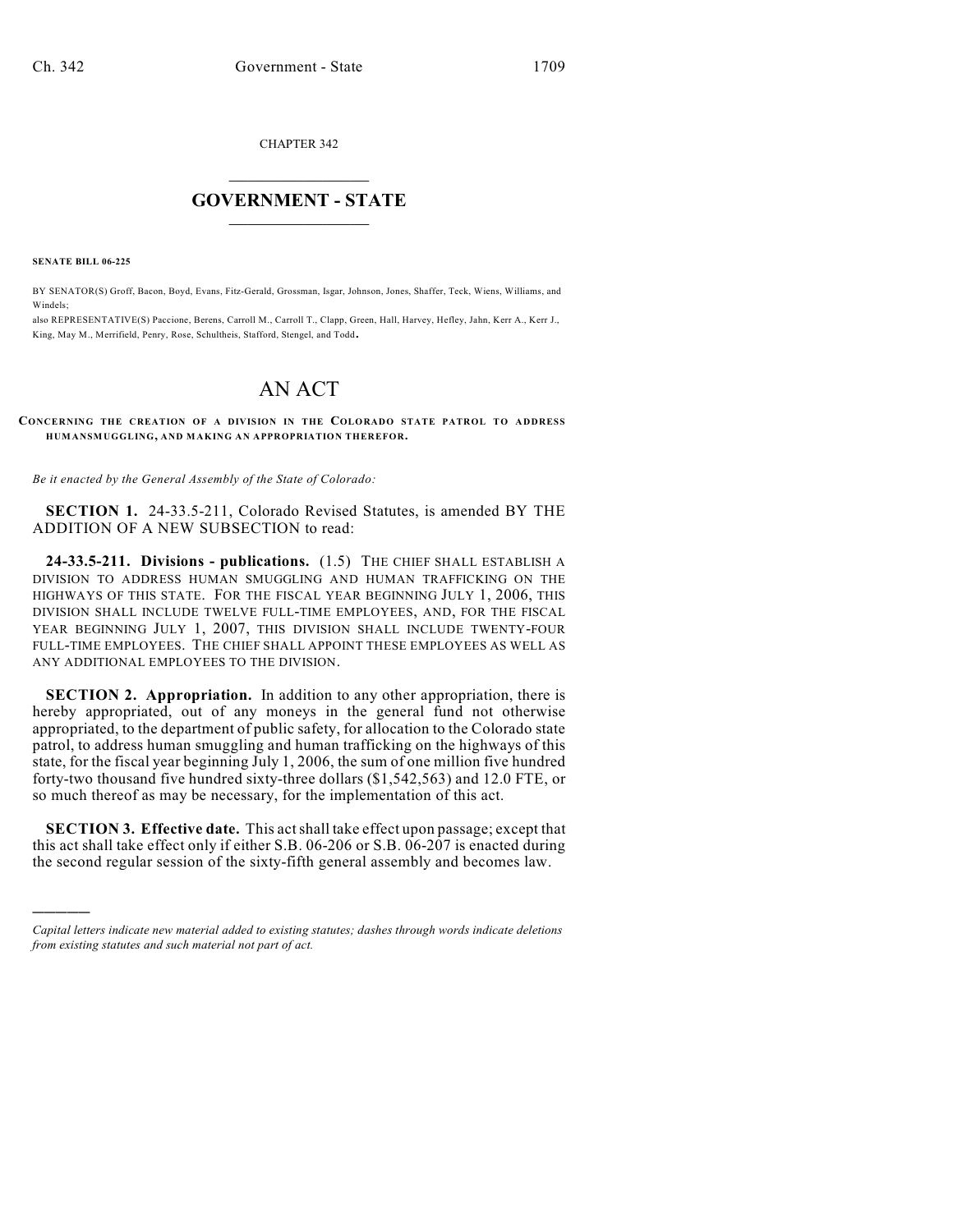CHAPTER 342

# GOVERNMENT - STATE

**SENATE BILL 06-225**

BY SENATOR(S) Groff, Bacon, Boyd, Evans, Fitz-Gerald, Grossman, Isgar, Johnson, Jones, Shaffer, Teck, Wiens, Williams, and Windels;

also REPRESENTATIVE(S) Paccione, Berens, Carroll M., Carroll T., Clapp, Green, Hall, Harvey, Hefley, Jahn, Kerr A., Kerr J., King, May M., Merrifield, Penry, Rose, Schultheis, Stafford, Stengel, and Todd.

# AN ACT

**CONCERNING THE CREATION OF A DIVISION IN THE COLORADO STATE PATROL TO ADDRESS HUMAN SMUGGLING, AND MAKING AN APPROPRIATION THEREFOR.**

*Be it enacted by the General Assembly of the State of Colorado:*

**SECTION 1.** 24-33.5-211, Colorado Revised Statutes, is amended BY THE ADDITION OF A NEW SUBSECTION to read:

**24-33.5-211. Divisions - publications.** (1.5) THE CHIEF SHALL ESTABLISH A DIVISION TO ADDRESS HUMAN SMUGGLING AND HUMAN TRAFFICKING ON THE HIGHWAYS OF THIS STATE. FOR THE FISCAL YEAR BEGINNING JULY 1, 2006, THIS DIVISION SHALL INCLUDE TWELVE FULL-TIME EMPLOYEES, AND, FOR THE FISCAL YEAR BEGINNING JULY 1, 2007, THIS DIVISION SHALL INCLUDE TWENTY-FOUR FULL-TIME EMPLOYEES. THE CHIEF SHALL APPOINT THESE EMPLOYEES AS WELL AS ANY ADDITIONAL EMPLOYEES TO THE DIVISION.

**SECTION 2. Appropriation.** In addition to any other appropriation, there is hereby appropriated, out of any moneys in the general fund not otherwise appropriated, to the department of public safety, for allocation to the Colorado state patrol, to address human smuggling and human trafficking on the highways of this state, for the fiscal year beginning July 1, 2006, the sum of one million five hundred forty-two thousand five hundred sixty-three dollars ($1,542,563) and 12.0 FTE, or so much thereof as may be necessary, for the implementation of this act.

**SECTION 3. Effective date.** This act shall take effect upon passage; except that this act shall take effect only if either S.B. 06-206 or S.B. 06-207 is enacted during the second regular session of the sixty-fifth general assembly and becomes law.

---

*Capital letters indicate new material added to existing statutes; dashes through words indicate deletions from existing statutes and such material not part of act.*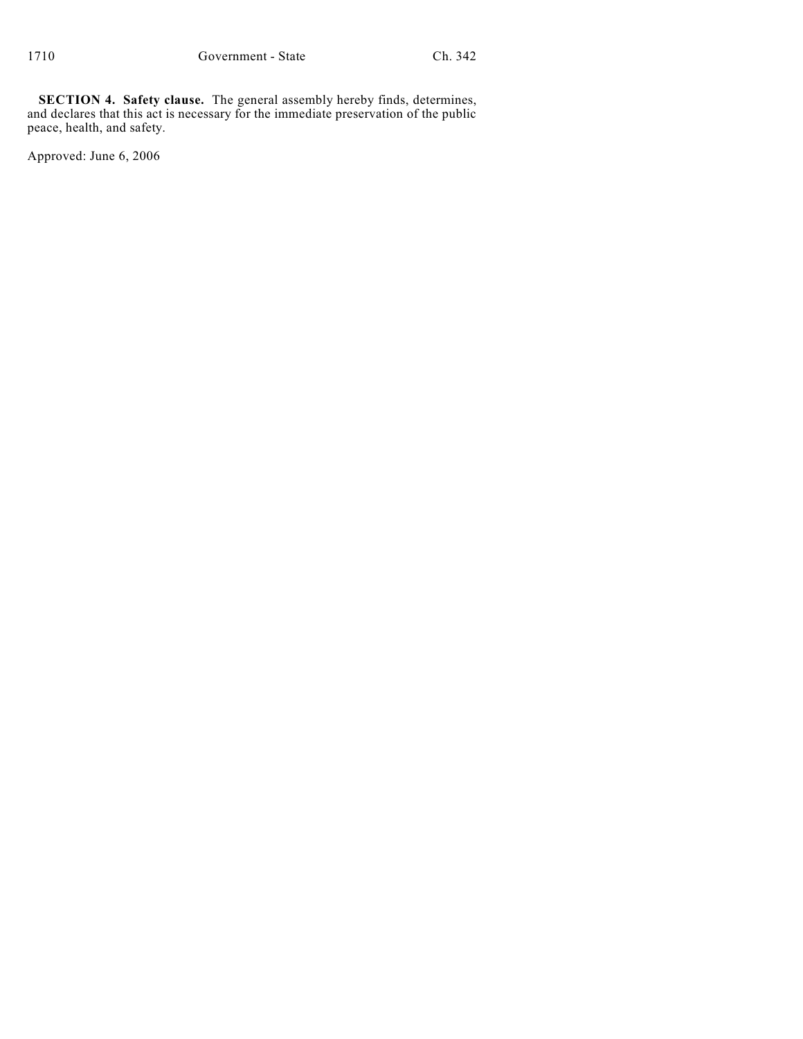**SECTION 4. Safety clause.** The general assembly hereby finds, determines, and declares that this act is necessary for the immediate preservation of the public peace, health, and safety.

Approved: June 6, 2006